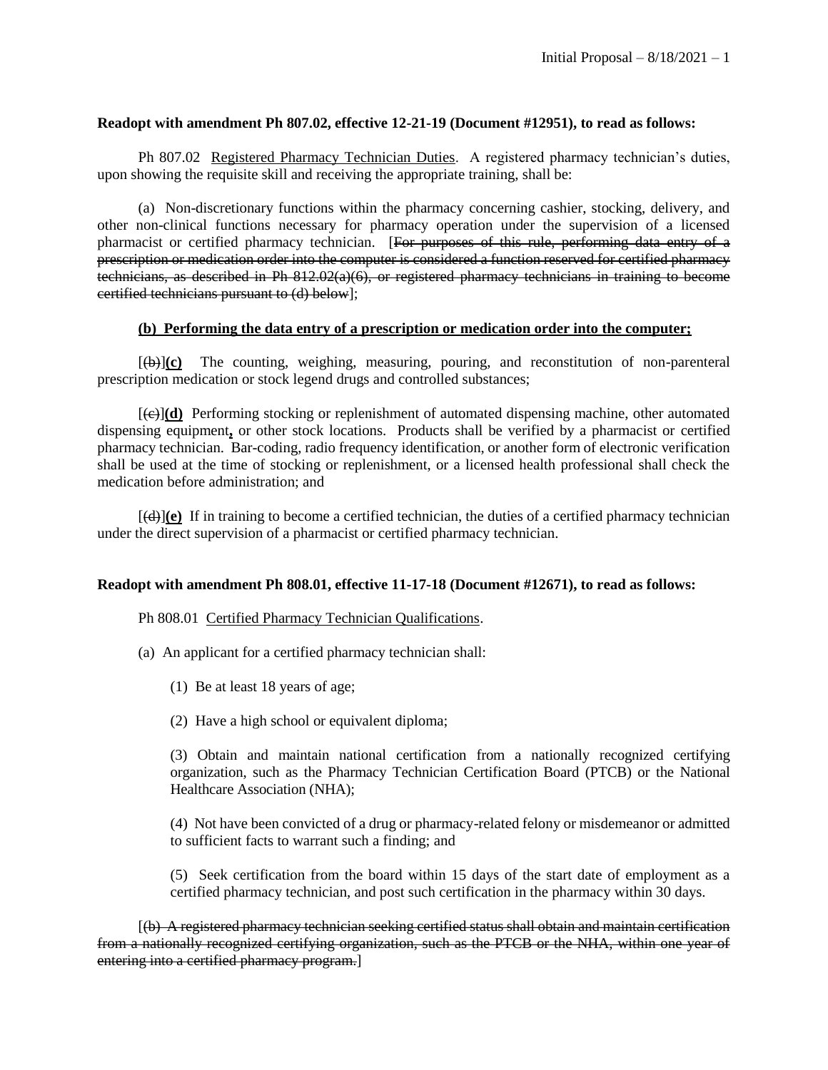**Readopt with amendment Ph 807.02, effective 12-21-19 (Document #12951), to read as follows:**

Ph 807.02 Registered Pharmacy Technician Duties. A registered pharmacy technician's duties, upon showing the requisite skill and receiving the appropriate training, shall be:

(a) Non-discretionary functions within the pharmacy concerning cashier, stocking, delivery, and other non-clinical functions necessary for pharmacy operation under the supervision of a licensed pharmacist or certified pharmacy technician. [~~For purposes of this rule, performing data entry of a prescription or medication order into the computer is considered a function reserved for certified pharmacy technicians, as described in Ph 812.02(a)(6), or registered pharmacy technicians in training to become certified technicians pursuant to (d) below~~];

**(b) Performing the data entry of a prescription or medication order into the computer;**

[~~(b)~~]**(c)** The counting, weighing, measuring, pouring, and reconstitution of non-parenteral prescription medication or stock legend drugs and controlled substances;

[~~(c)~~]**(d)** Performing stocking or replenishment of automated dispensing machine, other automated dispensing equipment**,** or other stock locations. Products shall be verified by a pharmacist or certified pharmacy technician. Bar-coding, radio frequency identification, or another form of electronic verification shall be used at the time of stocking or replenishment, or a licensed health professional shall check the medication before administration; and

[~~(d)~~]**(e)** If in training to become a certified technician, the duties of a certified pharmacy technician under the direct supervision of a pharmacist or certified pharmacy technician.

**Readopt with amendment Ph 808.01, effective 11-17-18 (Document #12671), to read as follows:**

Ph 808.01 Certified Pharmacy Technician Qualifications.

(a) An applicant for a certified pharmacy technician shall:

(1) Be at least 18 years of age;

(2) Have a high school or equivalent diploma;

(3) Obtain and maintain national certification from a nationally recognized certifying organization, such as the Pharmacy Technician Certification Board (PTCB) or the National Healthcare Association (NHA);

(4) Not have been convicted of a drug or pharmacy-related felony or misdemeanor or admitted to sufficient facts to warrant such a finding; and

(5) Seek certification from the board within 15 days of the start date of employment as a certified pharmacy technician, and post such certification in the pharmacy within 30 days.

[~~(b) A registered pharmacy technician seeking certified status shall obtain and maintain certification from a nationally recognized certifying organization, such as the PTCB or the NHA, within one year of entering into a certified pharmacy program.~~]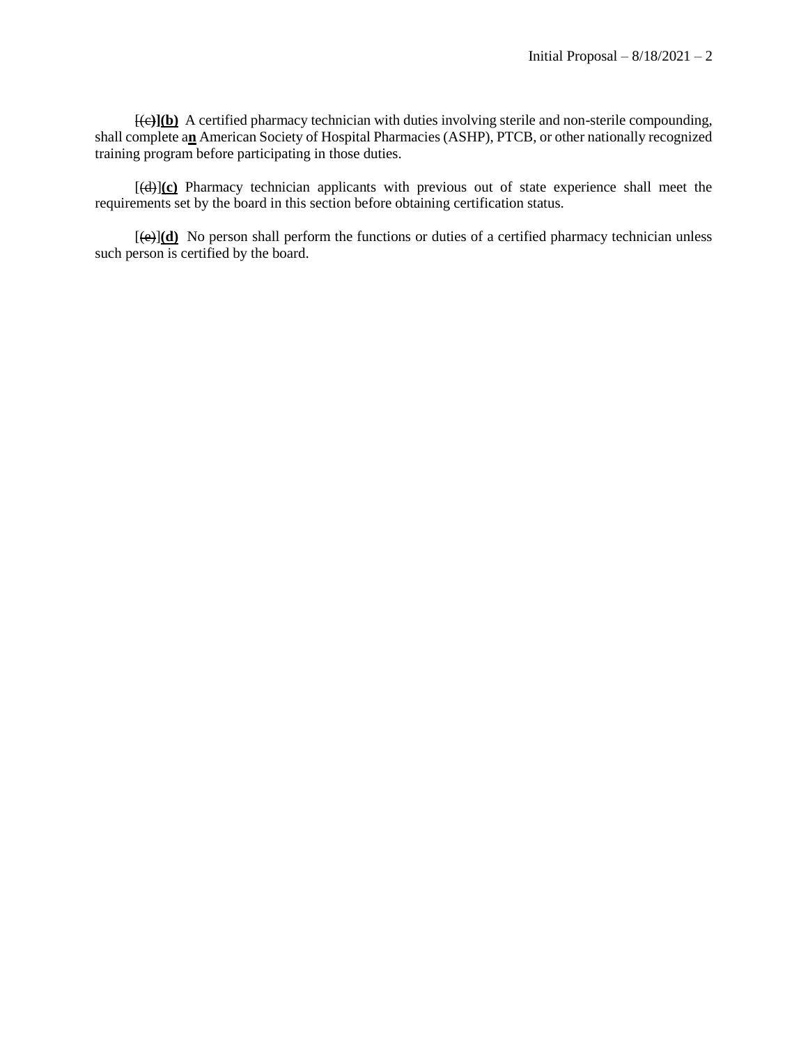[~~(c)~~]**(b)** A certified pharmacy technician with duties involving sterile and non-sterile compounding, shall complete a**n** American Society of Hospital Pharmacies (ASHP), PTCB, or other nationally recognized training program before participating in those duties.

[~~(d)~~]**(c)** Pharmacy technician applicants with previous out of state experience shall meet the requirements set by the board in this section before obtaining certification status.

[~~(e)~~]**(d)** No person shall perform the functions or duties of a certified pharmacy technician unless such person is certified by the board.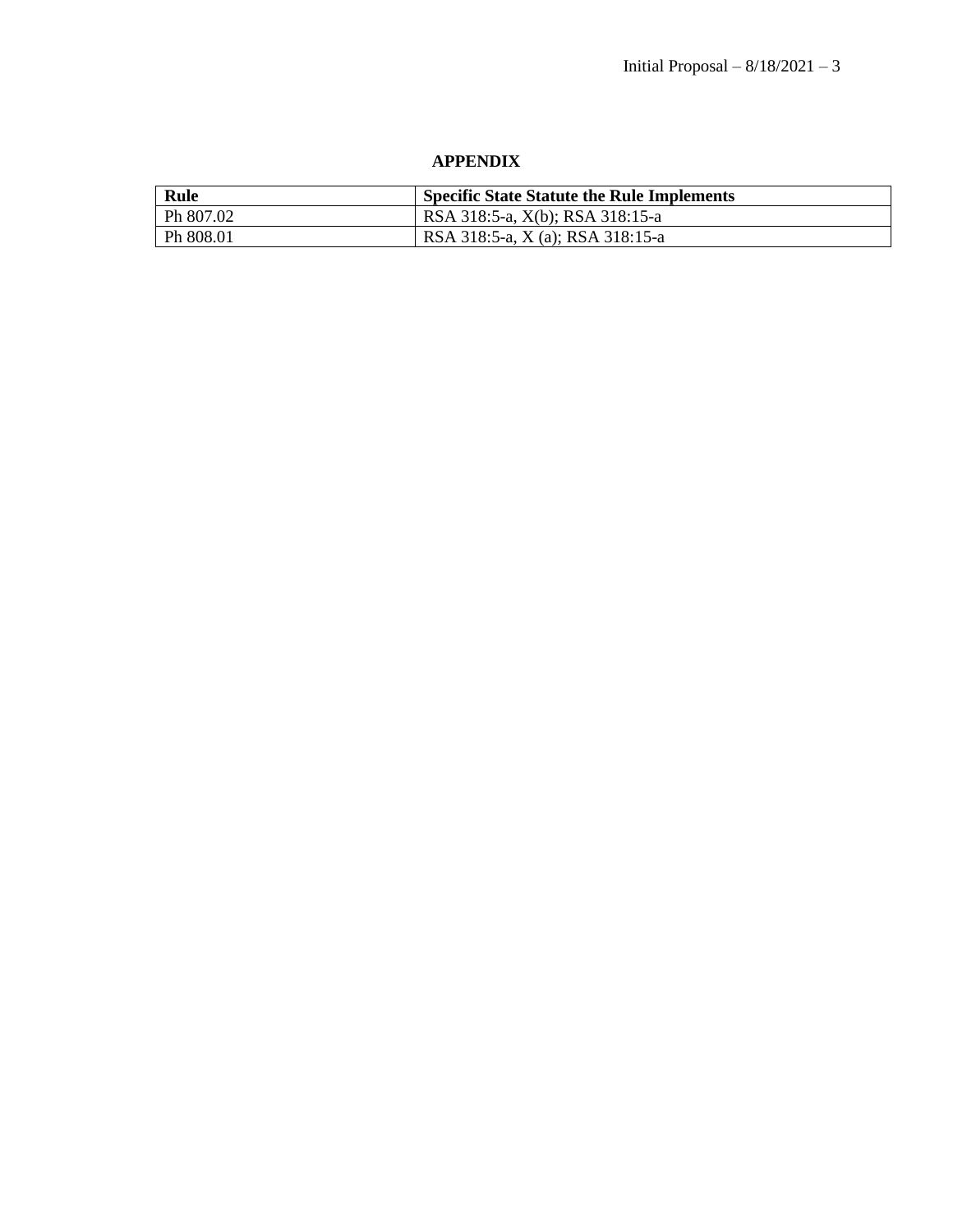**APPENDIX**

| Rule | Specific State Statute the Rule Implements |
|---|---|
| Ph 807.02 | RSA 318:5-a, X(b); RSA 318:15-a |
| Ph 808.01 | RSA 318:5-a, X (a); RSA 318:15-a |